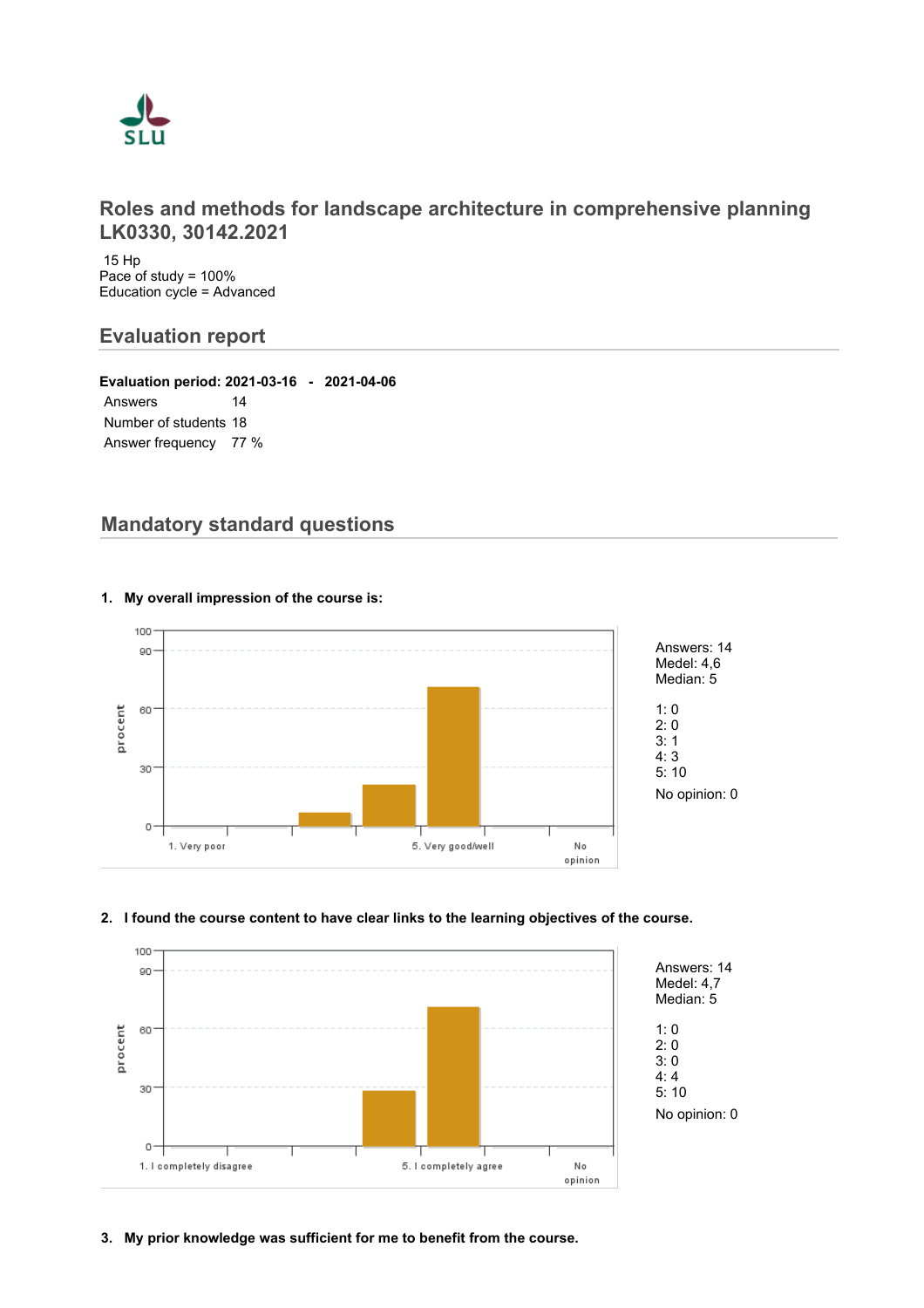# Roles and methods for landscape architecture in comprehensive planning LK0330, 30142.2021

15 Hp
Pace of study = 100%
Education cycle = Advanced

## Evaluation report

**Evaluation period: 2021-03-16 - 2021-04-06**

| | |
|---|---|
| Answers | 14 |
| Number of students | 18 |
| Answer frequency | 77 % |

## Mandatory standard questions

**1. My overall impression of the course is:**

Answers: 14
Medel: 4,6
Median: 5

1: 0
2: 0
3: 1
4: 3
5: 10

No opinion: 0

**2. I found the course content to have clear links to the learning objectives of the course.**

Answers: 14
Medel: 4,7
Median: 5

1: 0
2: 0
3: 0
4: 4
5: 10

No opinion: 0

**3. My prior knowledge was sufficient for me to benefit from the course.**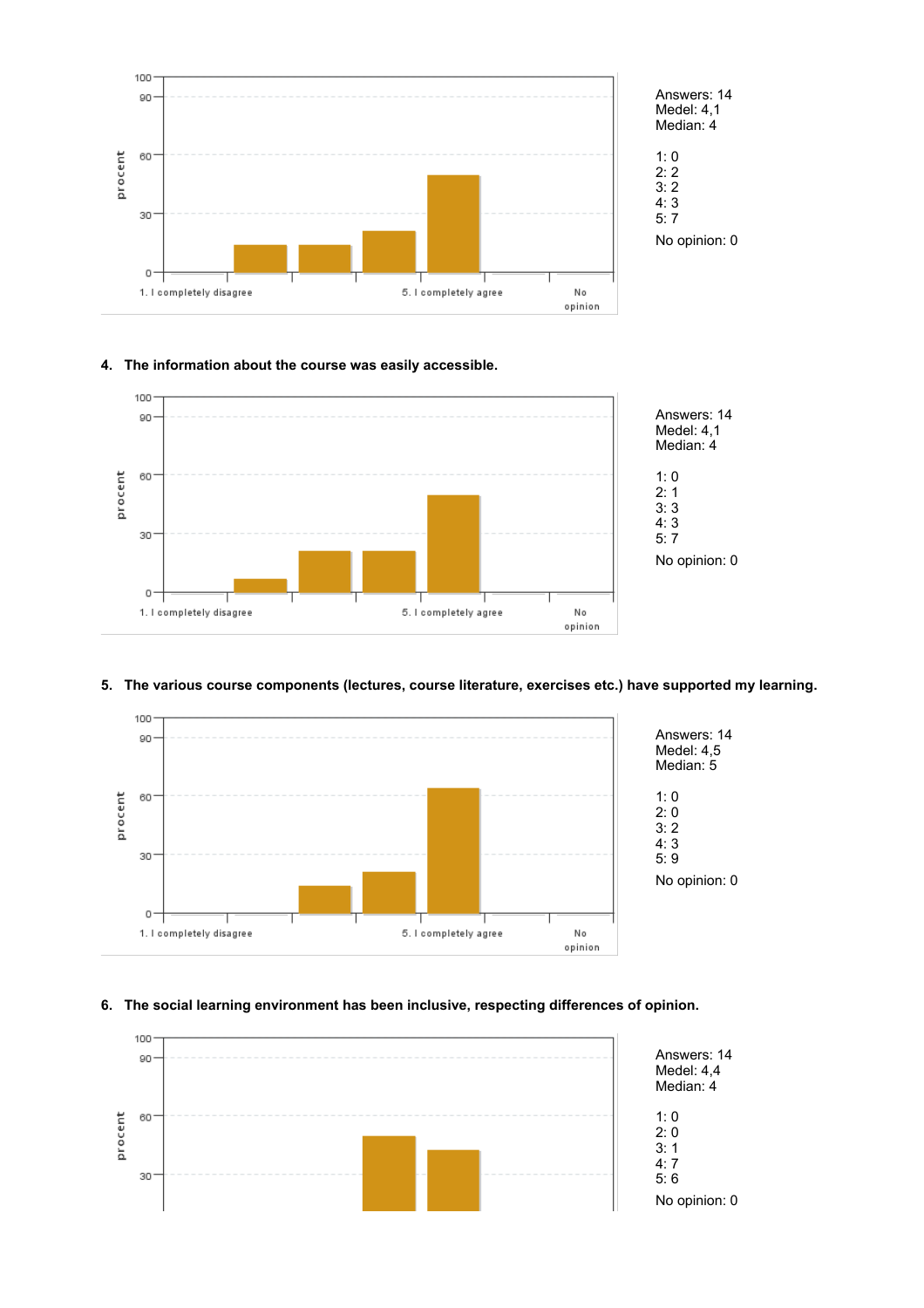Answers: 14
Medel: 4,1
Median: 4

1: 0
2: 2
3: 2
4: 3
5: 7

No opinion: 0

**4. The information about the course was easily accessible.**

Answers: 14
Medel: 4,1
Median: 4

1: 0
2: 1
3: 3
4: 3
5: 7

No opinion: 0

**5. The various course components (lectures, course literature, exercises etc.) have supported my learning.**

Answers: 14
Medel: 4,5
Median: 5

1: 0
2: 0
3: 2
4: 3
5: 9

No opinion: 0

**6. The social learning environment has been inclusive, respecting differences of opinion.**

Answers: 14
Medel: 4,4
Median: 4

1: 0
2: 0
3: 1
4: 7
5: 6

No opinion: 0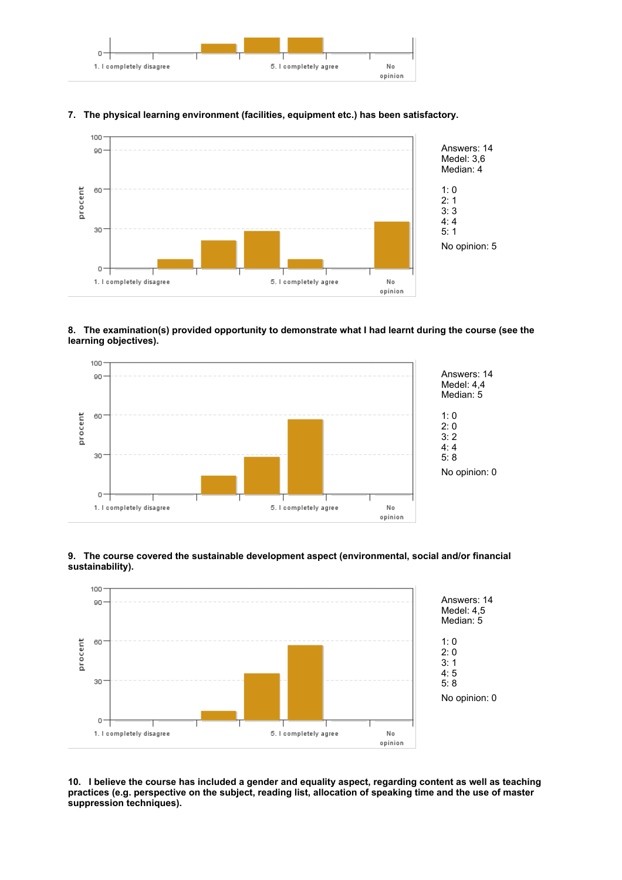**7. The physical learning environment (facilities, equipment etc.) has been satisfactory.**

Answers: 14
Medel: 3,6
Median: 4

1: 0
2: 1
3: 3
4: 4
5: 1

No opinion: 5

**8. The examination(s) provided opportunity to demonstrate what I had learnt during the course (see the learning objectives).**

Answers: 14
Medel: 4,4
Median: 5

1: 0
2: 0
3: 2
4: 4
5: 8

No opinion: 0

**9. The course covered the sustainable development aspect (environmental, social and/or financial sustainability).**

Answers: 14
Medel: 4,5
Median: 5

1: 0
2: 0
3: 1
4: 5
5: 8

No opinion: 0

**10. I believe the course has included a gender and equality aspect, regarding content as well as teaching practices (e.g. perspective on the subject, reading list, allocation of speaking time and the use of master suppression techniques).**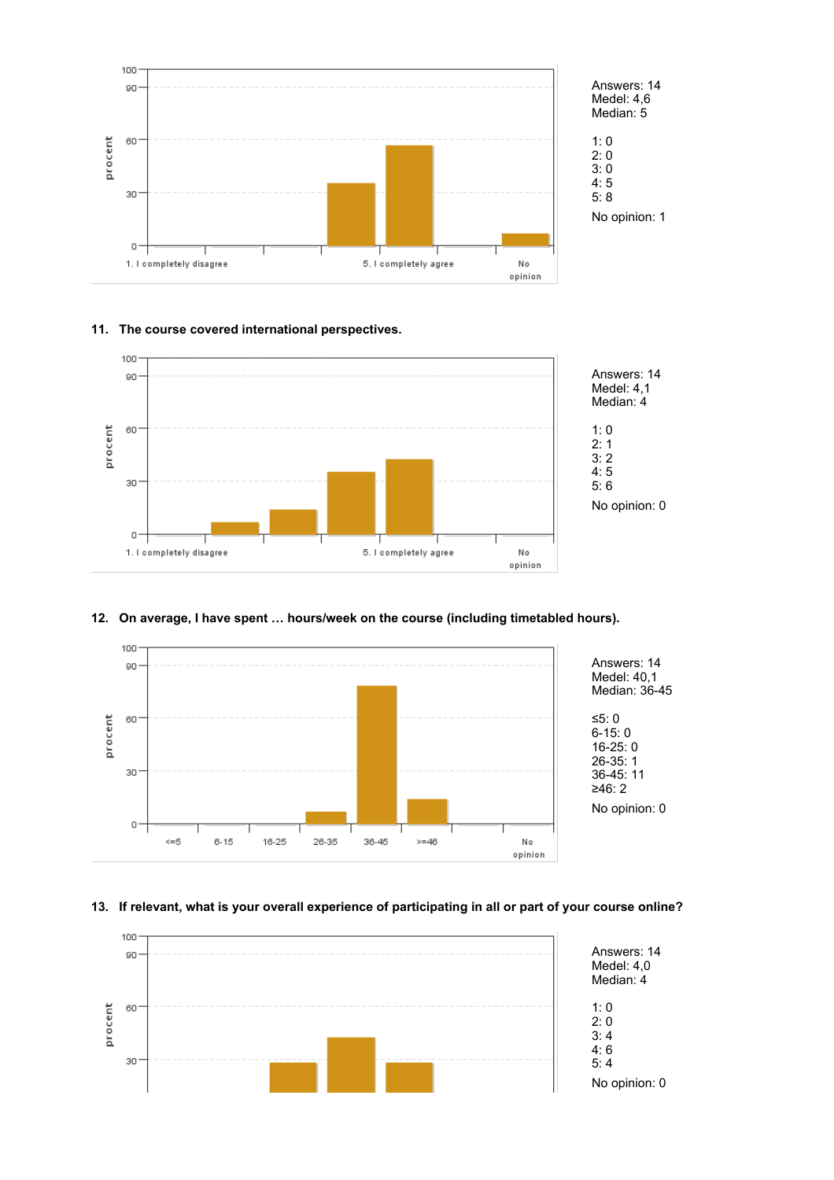Answers: 14
Medel: 4,6
Median: 5

1: 0
2: 0
3: 0
4: 5
5: 8

No opinion: 1

**11. The course covered international perspectives.**

Answers: 14
Medel: 4,1
Median: 4

1: 0
2: 1
3: 2
4: 5
5: 6

No opinion: 0

**12. On average, I have spent … hours/week on the course (including timetabled hours).**

Answers: 14
Medel: 40,1
Median: 36-45

≤5: 0
6-15: 0
16-25: 0
26-35: 1
36-45: 11
≥46: 2

No opinion: 0

**13. If relevant, what is your overall experience of participating in all or part of your course online?**

Answers: 14
Medel: 4,0
Median: 4

1: 0
2: 0
3: 4
4: 6
5: 4

No opinion: 0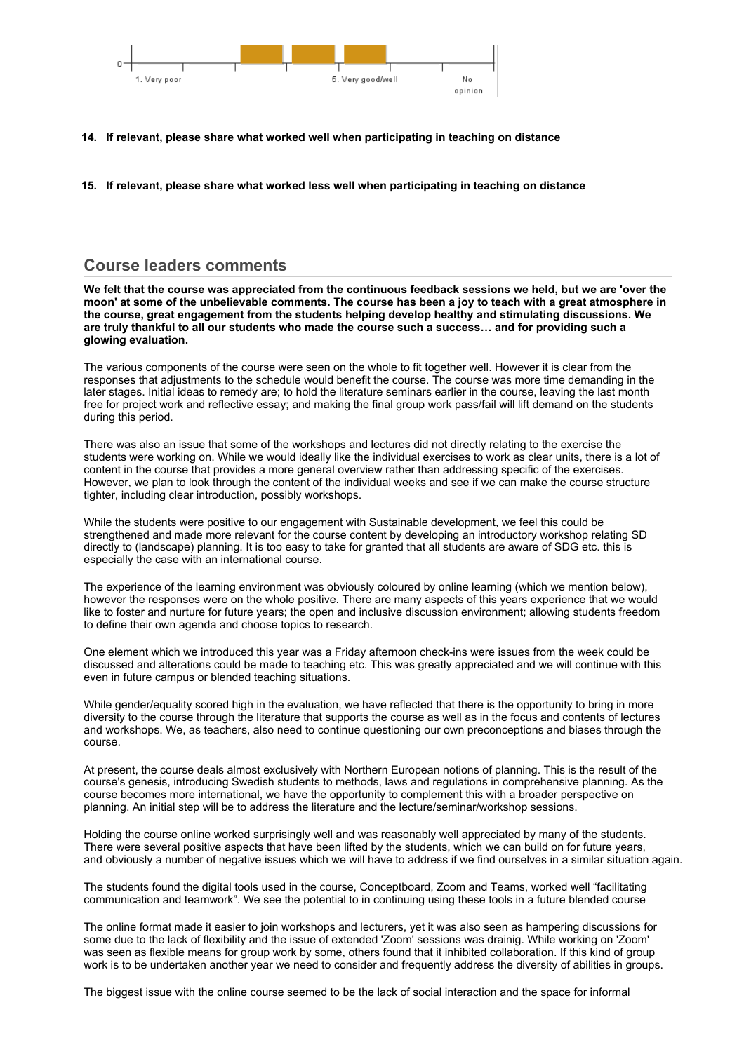14. **If relevant, please share what worked well when participating in teaching on distance**

15. **If relevant, please share what worked less well when participating in teaching on distance**

## Course leaders comments

**We felt that the course was appreciated from the continuous feedback sessions we held, but we are 'over the moon' at some of the unbelievable comments. The course has been a joy to teach with a great atmosphere in the course, great engagement from the students helping develop healthy and stimulating discussions. We are truly thankful to all our students who made the course such a success… and for providing such a glowing evaluation.**

The various components of the course were seen on the whole to fit together well. However it is clear from the responses that adjustments to the schedule would benefit the course. The course was more time demanding in the later stages. Initial ideas to remedy are; to hold the literature seminars earlier in the course, leaving the last month free for project work and reflective essay; and making the final group work pass/fail will lift demand on the students during this period.

There was also an issue that some of the workshops and lectures did not directly relating to the exercise the students were working on. While we would ideally like the individual exercises to work as clear units, there is a lot of content in the course that provides a more general overview rather than addressing specific of the exercises. However, we plan to look through the content of the individual weeks and see if we can make the course structure tighter, including clear introduction, possibly workshops.

While the students were positive to our engagement with Sustainable development, we feel this could be strengthened and made more relevant for the course content by developing an introductory workshop relating SD directly to (landscape) planning. It is too easy to take for granted that all students are aware of SDG etc. this is especially the case with an international course.

The experience of the learning environment was obviously coloured by online learning (which we mention below), however the responses were on the whole positive. There are many aspects of this years experience that we would like to foster and nurture for future years; the open and inclusive discussion environment; allowing students freedom to define their own agenda and choose topics to research.

One element which we introduced this year was a Friday afternoon check-ins were issues from the week could be discussed and alterations could be made to teaching etc. This was greatly appreciated and we will continue with this even in future campus or blended teaching situations.

While gender/equality scored high in the evaluation, we have reflected that there is the opportunity to bring in more diversity to the course through the literature that supports the course as well as in the focus and contents of lectures and workshops. We, as teachers, also need to continue questioning our own preconceptions and biases through the course.

At present, the course deals almost exclusively with Northern European notions of planning. This is the result of the course's genesis, introducing Swedish students to methods, laws and regulations in comprehensive planning. As the course becomes more international, we have the opportunity to complement this with a broader perspective on planning. An initial step will be to address the literature and the lecture/seminar/workshop sessions.

Holding the course online worked surprisingly well and was reasonably well appreciated by many of the students. There were several positive aspects that have been lifted by the students, which we can build on for future years, and obviously a number of negative issues which we will have to address if we find ourselves in a similar situation again.

The students found the digital tools used in the course, Conceptboard, Zoom and Teams, worked well "facilitating communication and teamwork". We see the potential to in continuing using these tools in a future blended course

The online format made it easier to join workshops and lecturers, yet it was also seen as hampering discussions for some due to the lack of flexibility and the issue of extended 'Zoom' sessions was drainig. While working on 'Zoom' was seen as flexible means for group work by some, others found that it inhibited collaboration. If this kind of group work is to be undertaken another year we need to consider and frequently address the diversity of abilities in groups.

The biggest issue with the online course seemed to be the lack of social interaction and the space for informal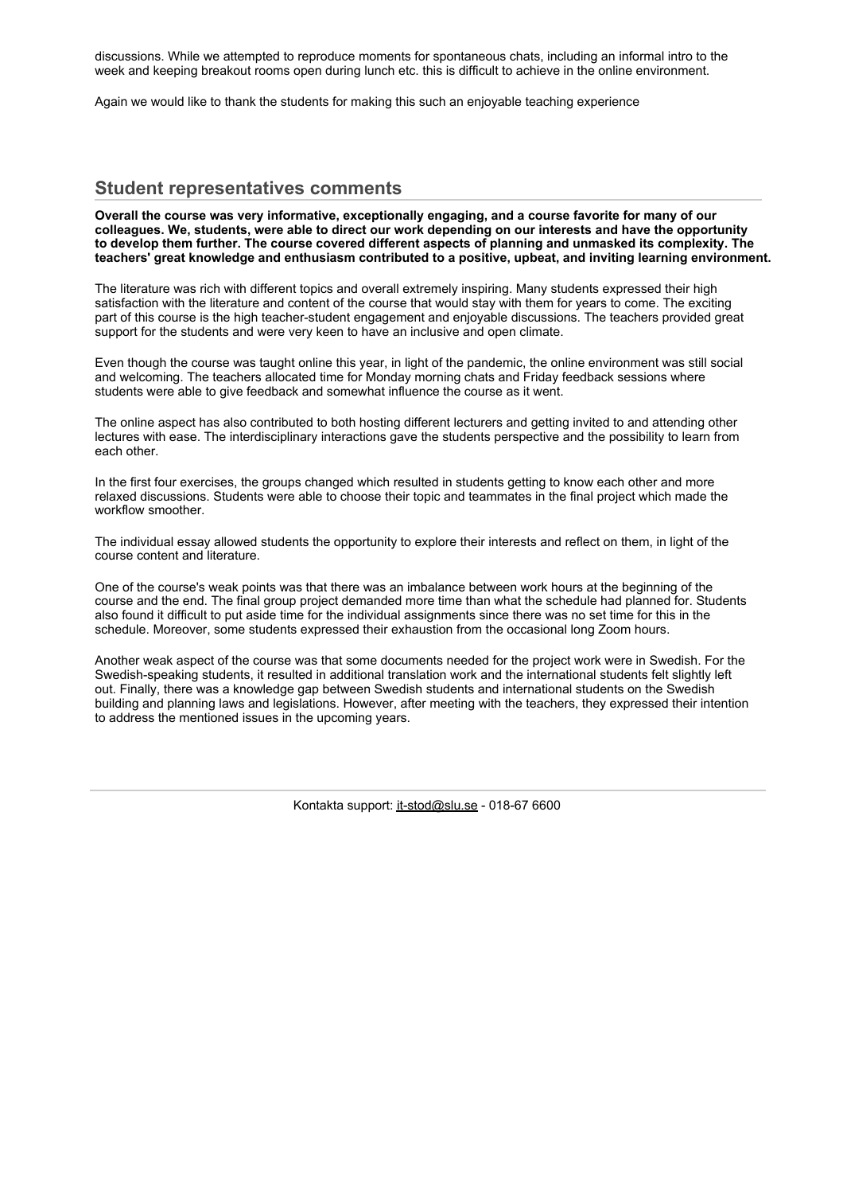discussions. While we attempted to reproduce moments for spontaneous chats, including an informal intro to the week and keeping breakout rooms open during lunch etc. this is difficult to achieve in the online environment.

Again we would like to thank the students for making this such an enjoyable teaching experience

## Student representatives comments

**Overall the course was very informative, exceptionally engaging, and a course favorite for many of our colleagues. We, students, were able to direct our work depending on our interests and have the opportunity to develop them further. The course covered different aspects of planning and unmasked its complexity. The teachers' great knowledge and enthusiasm contributed to a positive, upbeat, and inviting learning environment.**

The literature was rich with different topics and overall extremely inspiring. Many students expressed their high satisfaction with the literature and content of the course that would stay with them for years to come. The exciting part of this course is the high teacher-student engagement and enjoyable discussions. The teachers provided great support for the students and were very keen to have an inclusive and open climate.

Even though the course was taught online this year, in light of the pandemic, the online environment was still social and welcoming. The teachers allocated time for Monday morning chats and Friday feedback sessions where students were able to give feedback and somewhat influence the course as it went.

The online aspect has also contributed to both hosting different lecturers and getting invited to and attending other lectures with ease. The interdisciplinary interactions gave the students perspective and the possibility to learn from each other.

In the first four exercises, the groups changed which resulted in students getting to know each other and more relaxed discussions. Students were able to choose their topic and teammates in the final project which made the workflow smoother.

The individual essay allowed students the opportunity to explore their interests and reflect on them, in light of the course content and literature.

One of the course's weak points was that there was an imbalance between work hours at the beginning of the course and the end. The final group project demanded more time than what the schedule had planned for. Students also found it difficult to put aside time for the individual assignments since there was no set time for this in the schedule. Moreover, some students expressed their exhaustion from the occasional long Zoom hours.

Another weak aspect of the course was that some documents needed for the project work were in Swedish. For the Swedish-speaking students, it resulted in additional translation work and the international students felt slightly left out. Finally, there was a knowledge gap between Swedish students and international students on the Swedish building and planning laws and legislations. However, after meeting with the teachers, they expressed their intention to address the mentioned issues in the upcoming years.